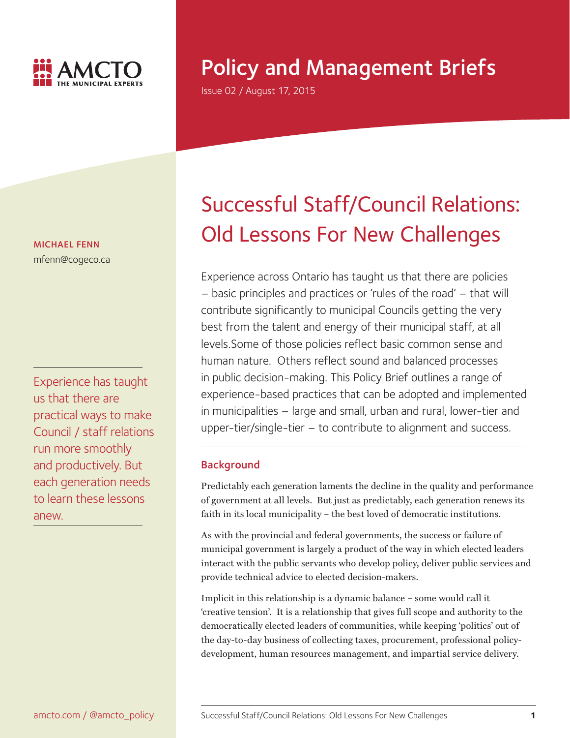AMCTO THE MUNICIPAL EXPERTS

# Policy and Management Briefs

Issue 02 / August 17, 2015

MICHAEL FENN
mfenn@cogeco.ca

# Successful Staff/Council Relations: Old Lessons For New Challenges

Experience across Ontario has taught us that there are policies – basic principles and practices or 'rules of the road' – that will contribute significantly to municipal Councils getting the very best from the talent and energy of their municipal staff, at all levels.Some of those policies reflect basic common sense and human nature. Others reflect sound and balanced processes in public decision-making. This Policy Brief outlines a range of experience-based practices that can be adopted and implemented in municipalities – large and small, urban and rural, lower-tier and upper-tier/single-tier – to contribute to alignment and success.

> Experience has taught us that there are practical ways to make Council / staff relations run more smoothly and productively. But each generation needs to learn these lessons anew.

## Background

Predictably each generation laments the decline in the quality and performance of government at all levels. But just as predictably, each generation renews its faith in its local municipality – the best loved of democratic institutions.

As with the provincial and federal governments, the success or failure of municipal government is largely a product of the way in which elected leaders interact with the public servants who develop policy, deliver public services and provide technical advice to elected decision-makers.

Implicit in this relationship is a dynamic balance – some would call it 'creative tension'. It is a relationship that gives full scope and authority to the democratically elected leaders of communities, while keeping 'politics' out of the day-to-day business of collecting taxes, procurement, professional policy-development, human resources management, and impartial service delivery.

amcto.com / @amcto_policy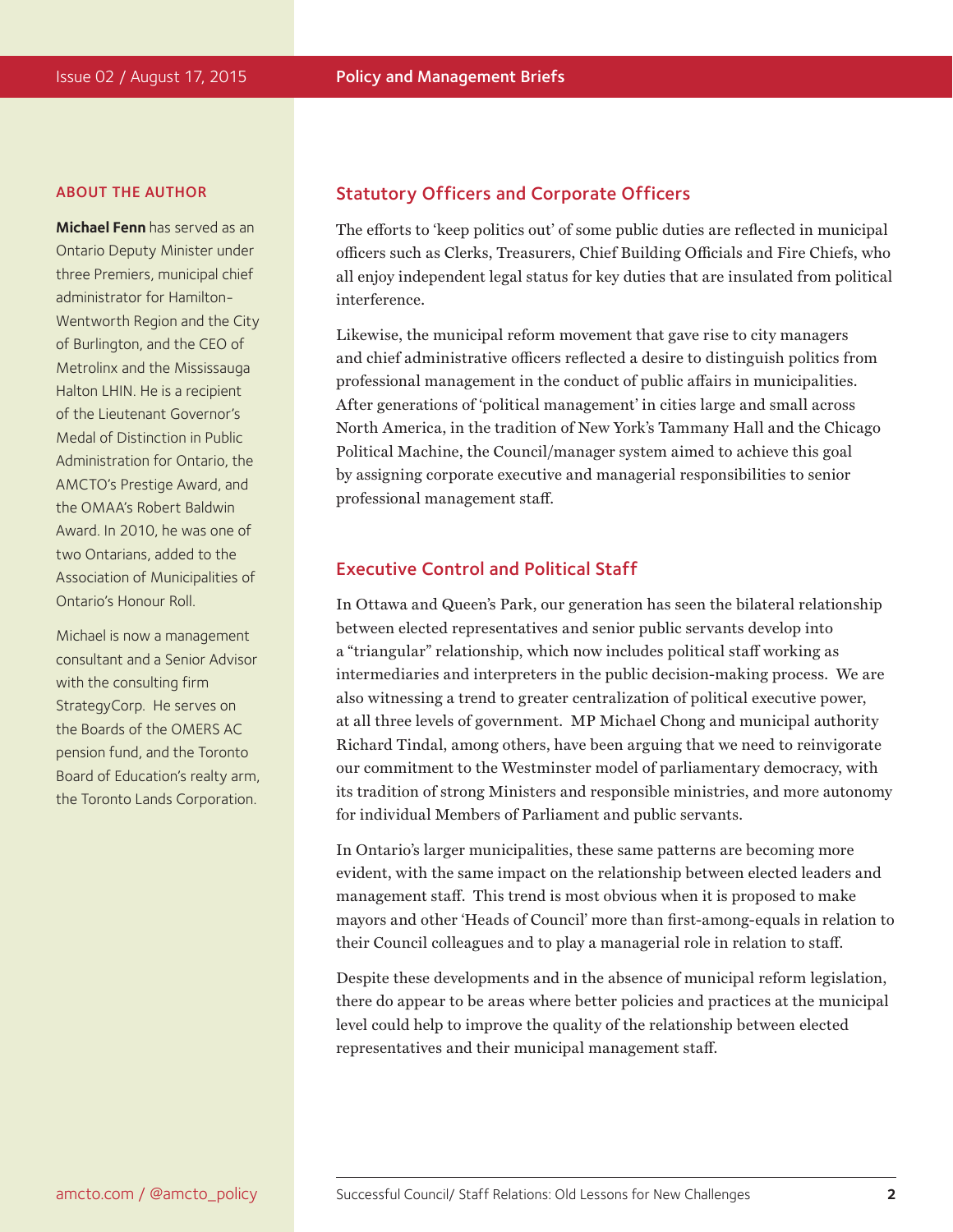## ABOUT THE AUTHOR

**Michael Fenn** has served as an Ontario Deputy Minister under three Premiers, municipal chief administrator for Hamilton-Wentworth Region and the City of Burlington, and the CEO of Metrolinx and the Mississauga Halton LHIN. He is a recipient of the Lieutenant Governor's Medal of Distinction in Public Administration for Ontario, the AMCTO's Prestige Award, and the OMAA's Robert Baldwin Award. In 2010, he was one of two Ontarians, added to the Association of Municipalities of Ontario's Honour Roll.

Michael is now a management consultant and a Senior Advisor with the consulting firm StrategyCorp. He serves on the Boards of the OMERS AC pension fund, and the Toronto Board of Education's realty arm, the Toronto Lands Corporation.

## Statutory Officers and Corporate Officers

The efforts to 'keep politics out' of some public duties are reflected in municipal officers such as Clerks, Treasurers, Chief Building Officials and Fire Chiefs, who all enjoy independent legal status for key duties that are insulated from political interference.

Likewise, the municipal reform movement that gave rise to city managers and chief administrative officers reflected a desire to distinguish politics from professional management in the conduct of public affairs in municipalities. After generations of 'political management' in cities large and small across North America, in the tradition of New York's Tammany Hall and the Chicago Political Machine, the Council/manager system aimed to achieve this goal by assigning corporate executive and managerial responsibilities to senior professional management staff.

## Executive Control and Political Staff

In Ottawa and Queen's Park, our generation has seen the bilateral relationship between elected representatives and senior public servants develop into a "triangular" relationship, which now includes political staff working as intermediaries and interpreters in the public decision-making process. We are also witnessing a trend to greater centralization of political executive power, at all three levels of government. MP Michael Chong and municipal authority Richard Tindal, among others, have been arguing that we need to reinvigorate our commitment to the Westminster model of parliamentary democracy, with its tradition of strong Ministers and responsible ministries, and more autonomy for individual Members of Parliament and public servants.

In Ontario's larger municipalities, these same patterns are becoming more evident, with the same impact on the relationship between elected leaders and management staff. This trend is most obvious when it is proposed to make mayors and other 'Heads of Council' more than first-among-equals in relation to their Council colleagues and to play a managerial role in relation to staff.

Despite these developments and in the absence of municipal reform legislation, there do appear to be areas where better policies and practices at the municipal level could help to improve the quality of the relationship between elected representatives and their municipal management staff.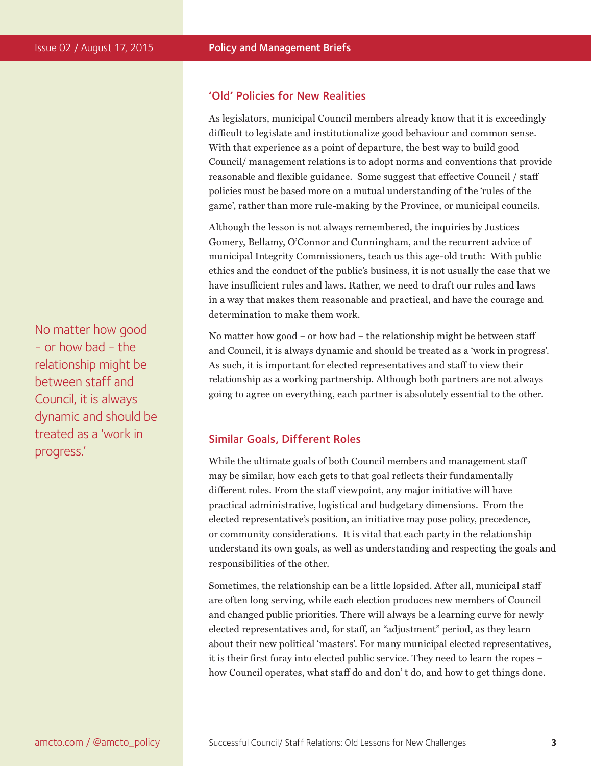## 'Old' Policies for New Realities

As legislators, municipal Council members already know that it is exceedingly difficult to legislate and institutionalize good behaviour and common sense. With that experience as a point of departure, the best way to build good Council/ management relations is to adopt norms and conventions that provide reasonable and flexible guidance. Some suggest that effective Council / staff policies must be based more on a mutual understanding of the 'rules of the game', rather than more rule-making by the Province, or municipal councils.

Although the lesson is not always remembered, the inquiries by Justices Gomery, Bellamy, O'Connor and Cunningham, and the recurrent advice of municipal Integrity Commissioners, teach us this age-old truth: With public ethics and the conduct of the public's business, it is not usually the case that we have insufficient rules and laws. Rather, we need to draft our rules and laws in a way that makes them reasonable and practical, and have the courage and determination to make them work.

No matter how good – or how bad – the relationship might be between staff and Council, it is always dynamic and should be treated as a 'work in progress'. As such, it is important for elected representatives and staff to view their relationship as a working partnership. Although both partners are not always going to agree on everything, each partner is absolutely essential to the other.

> No matter how good – or how bad – the relationship might be between staff and Council, it is always dynamic and should be treated as a 'work in progress.'

## Similar Goals, Different Roles

While the ultimate goals of both Council members and management staff may be similar, how each gets to that goal reflects their fundamentally different roles. From the staff viewpoint, any major initiative will have practical administrative, logistical and budgetary dimensions. From the elected representative's position, an initiative may pose policy, precedence, or community considerations. It is vital that each party in the relationship understand its own goals, as well as understanding and respecting the goals and responsibilities of the other.

Sometimes, the relationship can be a little lopsided. After all, municipal staff are often long serving, while each election produces new members of Council and changed public priorities. There will always be a learning curve for newly elected representatives and, for staff, an "adjustment" period, as they learn about their new political 'masters'. For many municipal elected representatives, it is their first foray into elected public service. They need to learn the ropes – how Council operates, what staff do and don' t do, and how to get things done.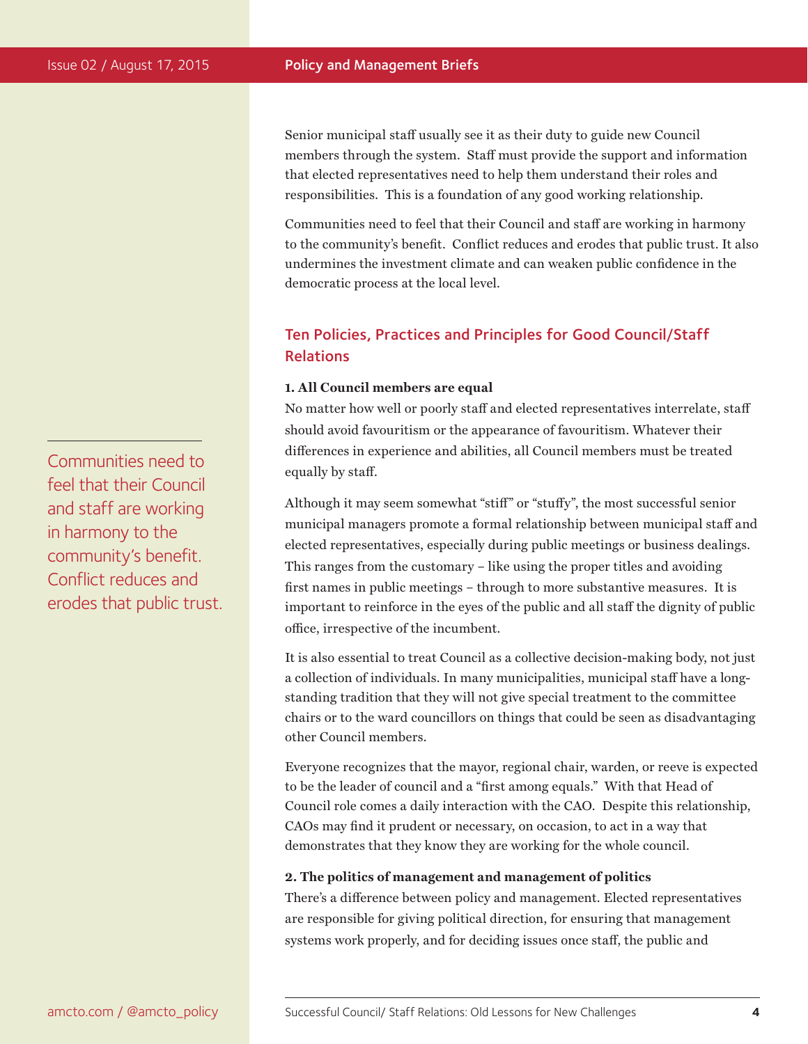Senior municipal staff usually see it as their duty to guide new Council members through the system. Staff must provide the support and information that elected representatives need to help them understand their roles and responsibilities. This is a foundation of any good working relationship.

Communities need to feel that their Council and staff are working in harmony to the community's benefit. Conflict reduces and erodes that public trust. It also undermines the investment climate and can weaken public confidence in the democratic process at the local level.

> Communities need to feel that their Council and staff are working in harmony to the community's benefit. Conflict reduces and erodes that public trust.

## Ten Policies, Practices and Principles for Good Council/Staff Relations

**1. All Council members are equal**

No matter how well or poorly staff and elected representatives interrelate, staff should avoid favouritism or the appearance of favouritism. Whatever their differences in experience and abilities, all Council members must be treated equally by staff.

Although it may seem somewhat "stiff" or "stuffy", the most successful senior municipal managers promote a formal relationship between municipal staff and elected representatives, especially during public meetings or business dealings. This ranges from the customary – like using the proper titles and avoiding first names in public meetings – through to more substantive measures. It is important to reinforce in the eyes of the public and all staff the dignity of public office, irrespective of the incumbent.

It is also essential to treat Council as a collective decision-making body, not just a collection of individuals. In many municipalities, municipal staff have a long-standing tradition that they will not give special treatment to the committee chairs or to the ward councillors on things that could be seen as disadvantaging other Council members.

Everyone recognizes that the mayor, regional chair, warden, or reeve is expected to be the leader of council and a "first among equals." With that Head of Council role comes a daily interaction with the CAO. Despite this relationship, CAOs may find it prudent or necessary, on occasion, to act in a way that demonstrates that they know they are working for the whole council.

**2. The politics of management and management of politics**

There's a difference between policy and management. Elected representatives are responsible for giving political direction, for ensuring that management systems work properly, and for deciding issues once staff, the public and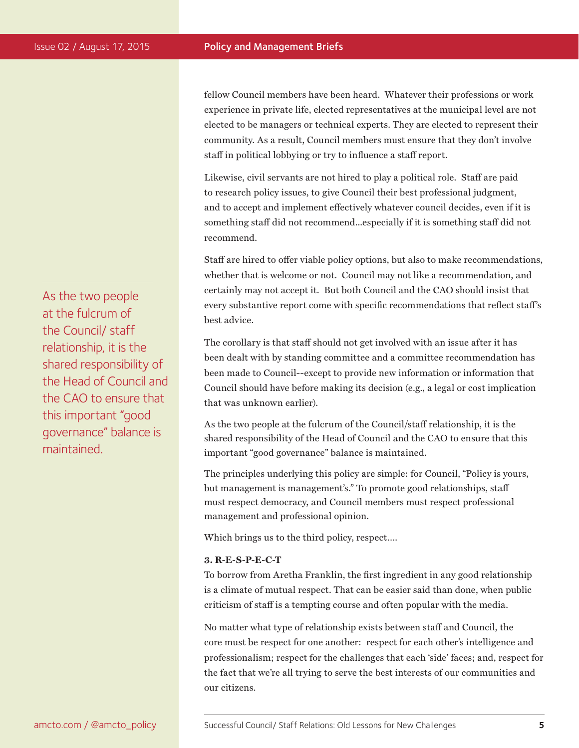fellow Council members have been heard. Whatever their professions or work experience in private life, elected representatives at the municipal level are not elected to be managers or technical experts. They are elected to represent their community. As a result, Council members must ensure that they don't involve staff in political lobbying or try to influence a staff report.

Likewise, civil servants are not hired to play a political role. Staff are paid to research policy issues, to give Council their best professional judgment, and to accept and implement effectively whatever council decides, even if it is something staff did not recommend...especially if it is something staff did not recommend.

Staff are hired to offer viable policy options, but also to make recommendations, whether that is welcome or not. Council may not like a recommendation, and certainly may not accept it. But both Council and the CAO should insist that every substantive report come with specific recommendations that reflect staff's best advice.

The corollary is that staff should not get involved with an issue after it has been dealt with by standing committee and a committee recommendation has been made to Council--except to provide new information or information that Council should have before making its decision (e.g., a legal or cost implication that was unknown earlier).

As the two people at the fulcrum of the Council/staff relationship, it is the shared responsibility of the Head of Council and the CAO to ensure that this important "good governance" balance is maintained.

The principles underlying this policy are simple: for Council, "Policy is yours, but management is management's." To promote good relationships, staff must respect democracy, and Council members must respect professional management and professional opinion.

Which brings us to the third policy, respect....

**3. R-E-S-P-E-C-T**

To borrow from Aretha Franklin, the first ingredient in any good relationship is a climate of mutual respect. That can be easier said than done, when public criticism of staff is a tempting course and often popular with the media.

No matter what type of relationship exists between staff and Council, the core must be respect for one another: respect for each other's intelligence and professionalism; respect for the challenges that each 'side' faces; and, respect for the fact that we're all trying to serve the best interests of our communities and our citizens.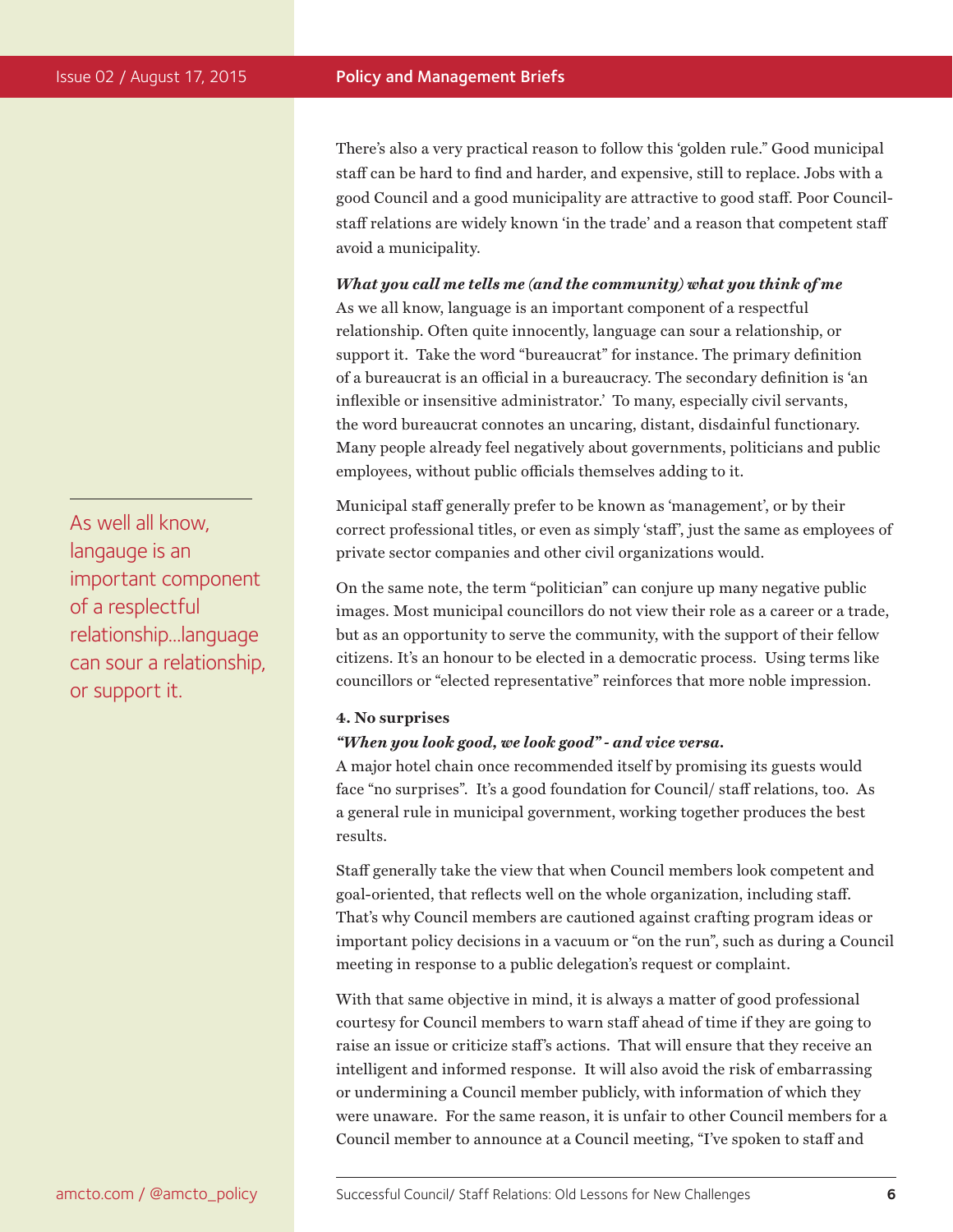There's also a very practical reason to follow this 'golden rule." Good municipal staff can be hard to find and harder, and expensive, still to replace. Jobs with a good Council and a good municipality are attractive to good staff. Poor Council-staff relations are widely known 'in the trade' and a reason that competent staff avoid a municipality.

***What you call me tells me (and the community) what you think of me***

As we all know, language is an important component of a respectful relationship. Often quite innocently, language can sour a relationship, or support it. Take the word "bureaucrat" for instance. The primary definition of a bureaucrat is an official in a bureaucracy. The secondary definition is 'an inflexible or insensitive administrator.' To many, especially civil servants, the word bureaucrat connotes an uncaring, distant, disdainful functionary. Many people already feel negatively about governments, politicians and public employees, without public officials themselves adding to it.

> As well all know, langauge is an important component of a resplectful relationship...language can sour a relationship, or support it.

Municipal staff generally prefer to be known as 'management', or by their correct professional titles, or even as simply 'staff', just the same as employees of private sector companies and other civil organizations would.

On the same note, the term "politician" can conjure up many negative public images. Most municipal councillors do not view their role as a career or a trade, but as an opportunity to serve the community, with the support of their fellow citizens. It's an honour to be elected in a democratic process. Using terms like councillors or "elected representative" reinforces that more noble impression.

**4. No surprises**

***"When you look good, we look good" - and vice versa.***

A major hotel chain once recommended itself by promising its guests would face "no surprises". It's a good foundation for Council/ staff relations, too. As a general rule in municipal government, working together produces the best results.

Staff generally take the view that when Council members look competent and goal-oriented, that reflects well on the whole organization, including staff. That's why Council members are cautioned against crafting program ideas or important policy decisions in a vacuum or "on the run", such as during a Council meeting in response to a public delegation's request or complaint.

With that same objective in mind, it is always a matter of good professional courtesy for Council members to warn staff ahead of time if they are going to raise an issue or criticize staff's actions. That will ensure that they receive an intelligent and informed response. It will also avoid the risk of embarrassing or undermining a Council member publicly, with information of which they were unaware. For the same reason, it is unfair to other Council members for a Council member to announce at a Council meeting, "I've spoken to staff and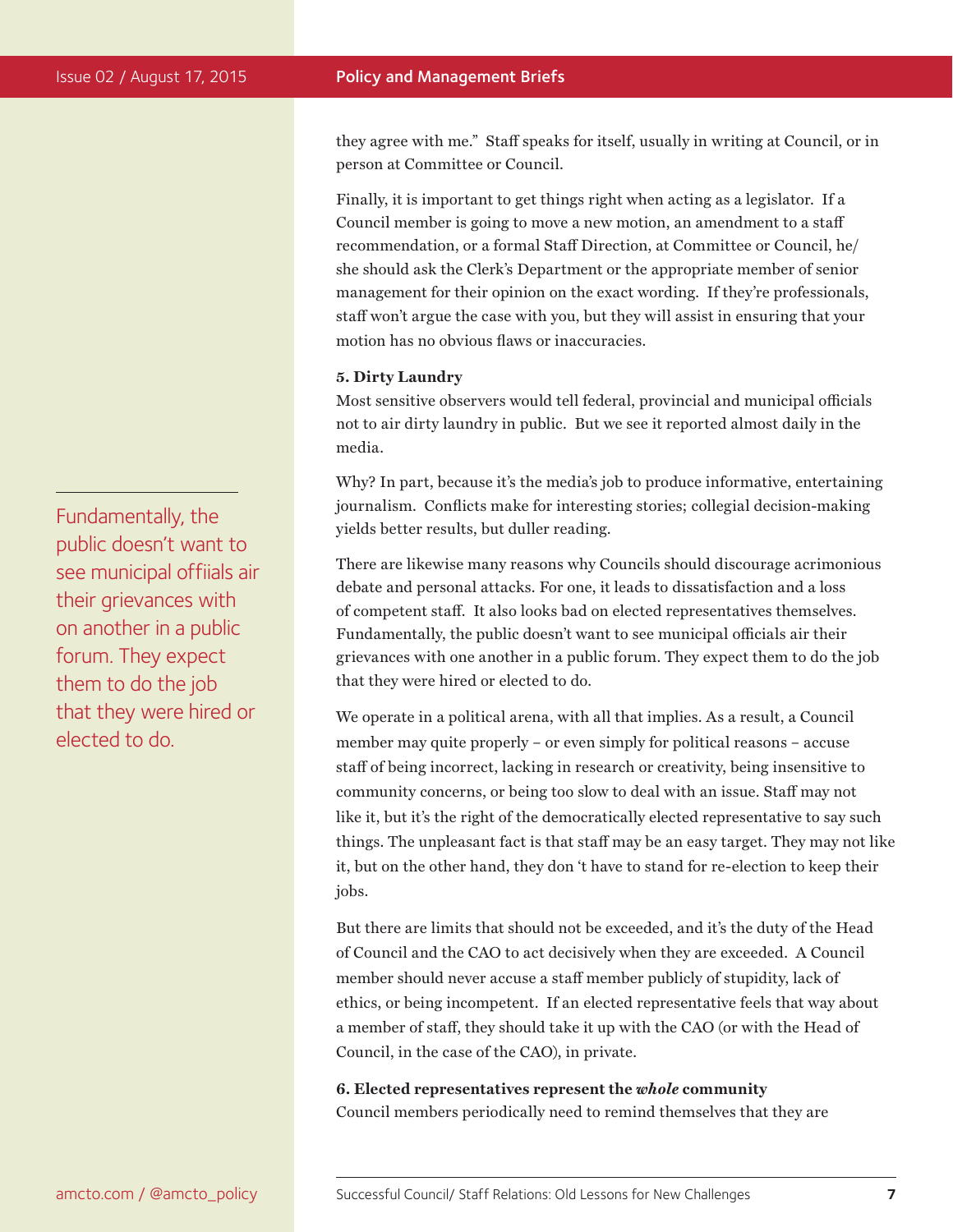they agree with me." Staff speaks for itself, usually in writing at Council, or in person at Committee or Council.

Finally, it is important to get things right when acting as a legislator. If a Council member is going to move a new motion, an amendment to a staff recommendation, or a formal Staff Direction, at Committee or Council, he/she should ask the Clerk's Department or the appropriate member of senior management for their opinion on the exact wording. If they're professionals, staff won't argue the case with you, but they will assist in ensuring that your motion has no obvious flaws or inaccuracies.

**5. Dirty Laundry**

Most sensitive observers would tell federal, provincial and municipal officials not to air dirty laundry in public. But we see it reported almost daily in the media.

Why? In part, because it's the media's job to produce informative, entertaining journalism. Conflicts make for interesting stories; collegial decision-making yields better results, but duller reading.

There are likewise many reasons why Councils should discourage acrimonious debate and personal attacks. For one, it leads to dissatisfaction and a loss of competent staff. It also looks bad on elected representatives themselves. Fundamentally, the public doesn't want to see municipal officials air their grievances with one another in a public forum. They expect them to do the job that they were hired or elected to do.

> Fundamentally, the public doesn't want to see municipal offiials air their grievances with on another in a public forum. They expect them to do the job that they were hired or elected to do.

We operate in a political arena, with all that implies. As a result, a Council member may quite properly – or even simply for political reasons – accuse staff of being incorrect, lacking in research or creativity, being insensitive to community concerns, or being too slow to deal with an issue. Staff may not like it, but it's the right of the democratically elected representative to say such things. The unpleasant fact is that staff may be an easy target. They may not like it, but on the other hand, they don 't have to stand for re-election to keep their jobs.

But there are limits that should not be exceeded, and it's the duty of the Head of Council and the CAO to act decisively when they are exceeded. A Council member should never accuse a staff member publicly of stupidity, lack of ethics, or being incompetent. If an elected representative feels that way about a member of staff, they should take it up with the CAO (or with the Head of Council, in the case of the CAO), in private.

**6. Elected representatives represent the *whole* community**

Council members periodically need to remind themselves that they are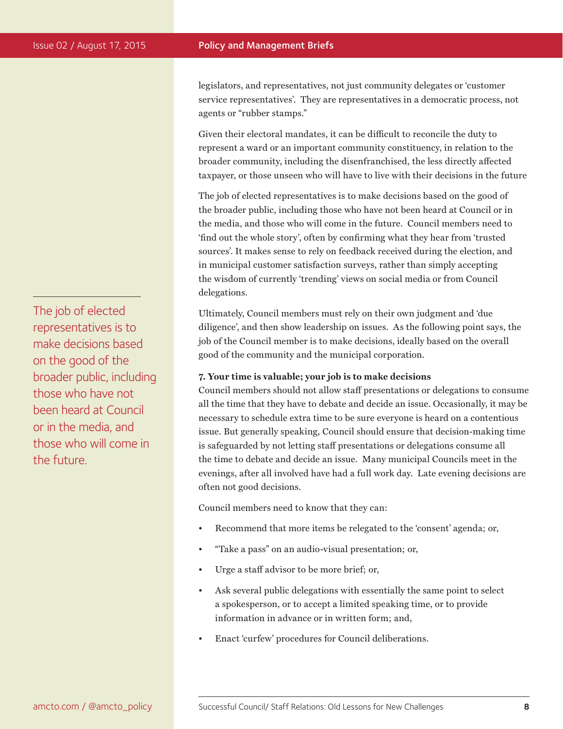legislators, and representatives, not just community delegates or 'customer service representatives'. They are representatives in a democratic process, not agents or "rubber stamps."

Given their electoral mandates, it can be difficult to reconcile the duty to represent a ward or an important community constituency, in relation to the broader community, including the disenfranchised, the less directly affected taxpayer, or those unseen who will have to live with their decisions in the future

The job of elected representatives is to make decisions based on the good of the broader public, including those who have not been heard at Council or in the media, and those who will come in the future. Council members need to 'find out the whole story', often by confirming what they hear from 'trusted sources'. It makes sense to rely on feedback received during the election, and in municipal customer satisfaction surveys, rather than simply accepting the wisdom of currently 'trending' views on social media or from Council delegations.

> The job of elected representatives is to make decisions based on the good of the broader public, including those who have not been heard at Council or in the media, and those who will come in the future.

Ultimately, Council members must rely on their own judgment and 'due diligence', and then show leadership on issues. As the following point says, the job of the Council member is to make decisions, ideally based on the overall good of the community and the municipal corporation.

**7. Your time is valuable; your job is to make decisions**

Council members should not allow staff presentations or delegations to consume all the time that they have to debate and decide an issue. Occasionally, it may be necessary to schedule extra time to be sure everyone is heard on a contentious issue. But generally speaking, Council should ensure that decision-making time is safeguarded by not letting staff presentations or delegations consume all the time to debate and decide an issue. Many municipal Councils meet in the evenings, after all involved have had a full work day. Late evening decisions are often not good decisions.

Council members need to know that they can:

- Recommend that more items be relegated to the 'consent' agenda; or,
- "Take a pass" on an audio-visual presentation; or,
- Urge a staff advisor to be more brief; or,
- Ask several public delegations with essentially the same point to select a spokesperson, or to accept a limited speaking time, or to provide information in advance or in written form; and,
- Enact 'curfew' procedures for Council deliberations.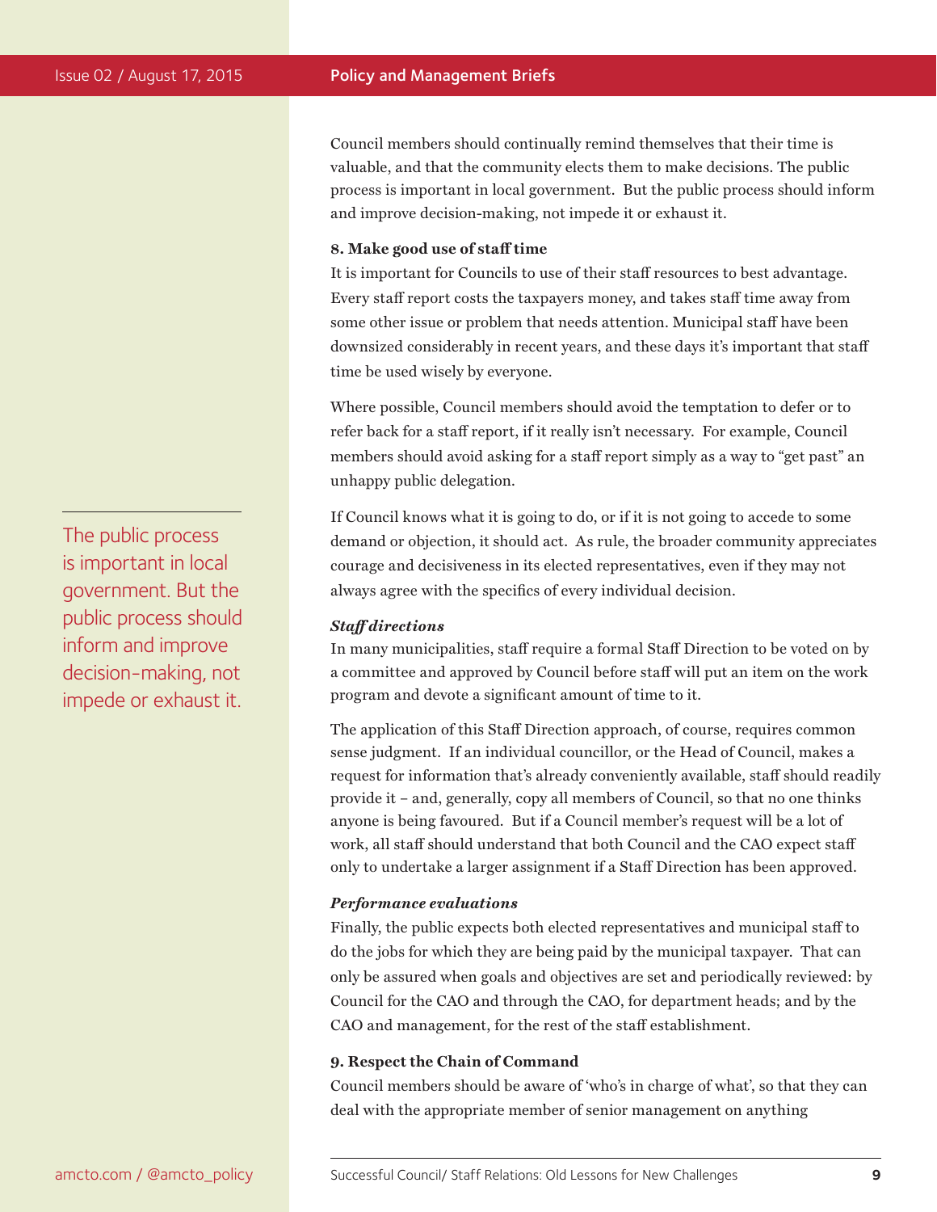Council members should continually remind themselves that their time is valuable, and that the community elects them to make decisions. The public process is important in local government. But the public process should inform and improve decision-making, not impede it or exhaust it.

**8. Make good use of staff time**

It is important for Councils to use of their staff resources to best advantage. Every staff report costs the taxpayers money, and takes staff time away from some other issue or problem that needs attention. Municipal staff have been downsized considerably in recent years, and these days it's important that staff time be used wisely by everyone.

Where possible, Council members should avoid the temptation to defer or to refer back for a staff report, if it really isn't necessary. For example, Council members should avoid asking for a staff report simply as a way to "get past" an unhappy public delegation.

The public process is important in local government. But the public process should inform and improve decision-making, not impede or exhaust it.

If Council knows what it is going to do, or if it is not going to accede to some demand or objection, it should act. As rule, the broader community appreciates courage and decisiveness in its elected representatives, even if they may not always agree with the specifics of every individual decision.

***Staff directions***

In many municipalities, staff require a formal Staff Direction to be voted on by a committee and approved by Council before staff will put an item on the work program and devote a significant amount of time to it.

The application of this Staff Direction approach, of course, requires common sense judgment. If an individual councillor, or the Head of Council, makes a request for information that's already conveniently available, staff should readily provide it – and, generally, copy all members of Council, so that no one thinks anyone is being favoured. But if a Council member's request will be a lot of work, all staff should understand that both Council and the CAO expect staff only to undertake a larger assignment if a Staff Direction has been approved.

***Performance evaluations***

Finally, the public expects both elected representatives and municipal staff to do the jobs for which they are being paid by the municipal taxpayer. That can only be assured when goals and objectives are set and periodically reviewed: by Council for the CAO and through the CAO, for department heads; and by the CAO and management, for the rest of the staff establishment.

**9. Respect the Chain of Command**

Council members should be aware of 'who's in charge of what', so that they can deal with the appropriate member of senior management on anything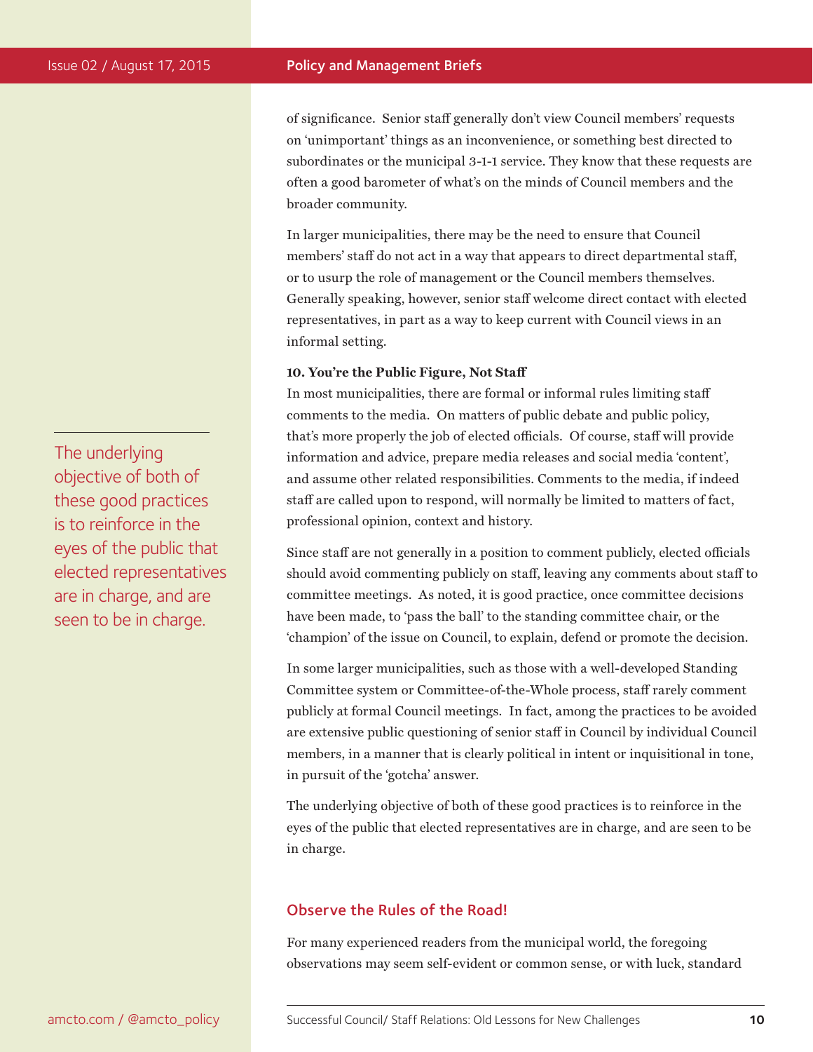of significance. Senior staff generally don't view Council members' requests on 'unimportant' things as an inconvenience, or something best directed to subordinates or the municipal 3-1-1 service. They know that these requests are often a good barometer of what's on the minds of Council members and the broader community.

In larger municipalities, there may be the need to ensure that Council members' staff do not act in a way that appears to direct departmental staff, or to usurp the role of management or the Council members themselves. Generally speaking, however, senior staff welcome direct contact with elected representatives, in part as a way to keep current with Council views in an informal setting.

**10. You're the Public Figure, Not Staff**

In most municipalities, there are formal or informal rules limiting staff comments to the media. On matters of public debate and public policy, that's more properly the job of elected officials. Of course, staff will provide information and advice, prepare media releases and social media 'content', and assume other related responsibilities. Comments to the media, if indeed staff are called upon to respond, will normally be limited to matters of fact, professional opinion, context and history.

Since staff are not generally in a position to comment publicly, elected officials should avoid commenting publicly on staff, leaving any comments about staff to committee meetings. As noted, it is good practice, once committee decisions have been made, to 'pass the ball' to the standing committee chair, or the 'champion' of the issue on Council, to explain, defend or promote the decision.

In some larger municipalities, such as those with a well-developed Standing Committee system or Committee-of-the-Whole process, staff rarely comment publicly at formal Council meetings. In fact, among the practices to be avoided are extensive public questioning of senior staff in Council by individual Council members, in a manner that is clearly political in intent or inquisitional in tone, in pursuit of the 'gotcha' answer.

The underlying objective of both of these good practices is to reinforce in the eyes of the public that elected representatives are in charge, and are seen to be in charge.

> The underlying objective of both of these good practices is to reinforce in the eyes of the public that elected representatives are in charge, and are seen to be in charge.

## Observe the Rules of the Road!

For many experienced readers from the municipal world, the foregoing observations may seem self-evident or common sense, or with luck, standard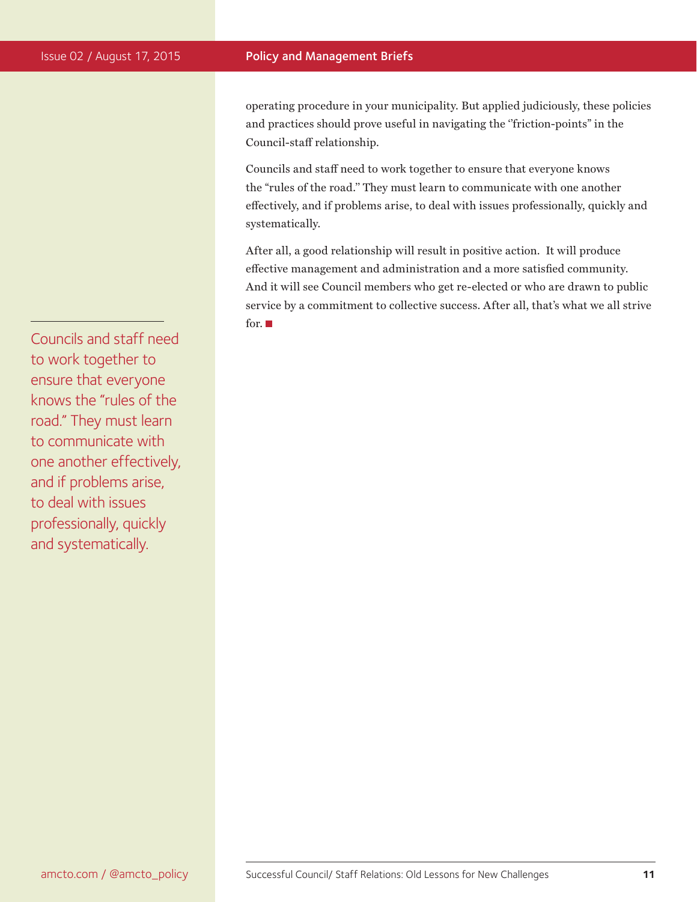operating procedure in your municipality. But applied judiciously, these policies and practices should prove useful in navigating the "friction-points" in the Council-staff relationship.

Councils and staff need to work together to ensure that everyone knows the "rules of the road." They must learn to communicate with one another effectively, and if problems arise, to deal with issues professionally, quickly and systematically.

> Councils and staff need to work together to ensure that everyone knows the "rules of the road." They must learn to communicate with one another effectively, and if problems arise, to deal with issues professionally, quickly and systematically.

After all, a good relationship will result in positive action. It will produce effective management and administration and a more satisfied community. And it will see Council members who get re-elected or who are drawn to public service by a commitment to collective success. After all, that's what we all strive for. ■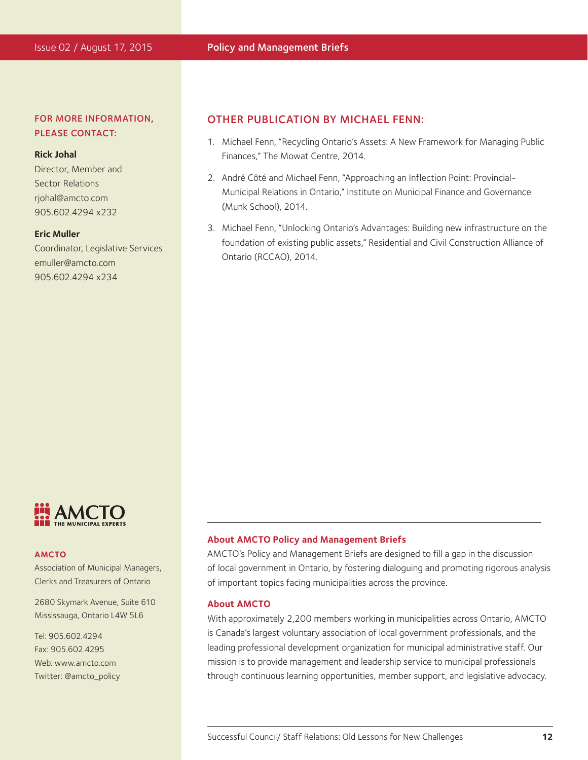## OTHER PUBLICATION BY MICHAEL FENN:

1. Michael Fenn, "Recycling Ontario's Assets: A New Framework for Managing Public Finances," The Mowat Centre, 2014.
2. André Côté and Michael Fenn, "Approaching an Inflection Point: Provincial-Municipal Relations in Ontario," Institute on Municipal Finance and Governance (Munk School), 2014.
3. Michael Fenn, "Unlocking Ontario's Advantages: Building new infrastructure on the foundation of existing public assets," Residential and Civil Construction Alliance of Ontario (RCCAO), 2014.

### FOR MORE INFORMATION, PLEASE CONTACT:

**Rick Johal**
Director, Member and Sector Relations
rjohal@amcto.com
905.602.4294 x232

**Eric Muller**
Coordinator, Legislative Services
emuller@amcto.com
905.602.4294 x234

### About AMCTO Policy and Management Briefs

AMCTO's Policy and Management Briefs are designed to fill a gap in the discussion of local government in Ontario, by fostering dialoguing and promoting rigorous analysis of important topics facing municipalities across the province.

### About AMCTO

With approximately 2,200 members working in municipalities across Ontario, AMCTO is Canada's largest voluntary association of local government professionals, and the leading professional development organization for municipal administrative staff. Our mission is to provide management and leadership service to municipal professionals through continuous learning opportunities, member support, and legislative advocacy.

**AMCTO**
Association of Municipal Managers, Clerks and Treasurers of Ontario

2680 Skymark Avenue, Suite 610
Mississauga, Ontario L4W 5L6

Tel: 905.602.4294
Fax: 905.602.4295
Web: www.amcto.com
Twitter: @amcto_policy